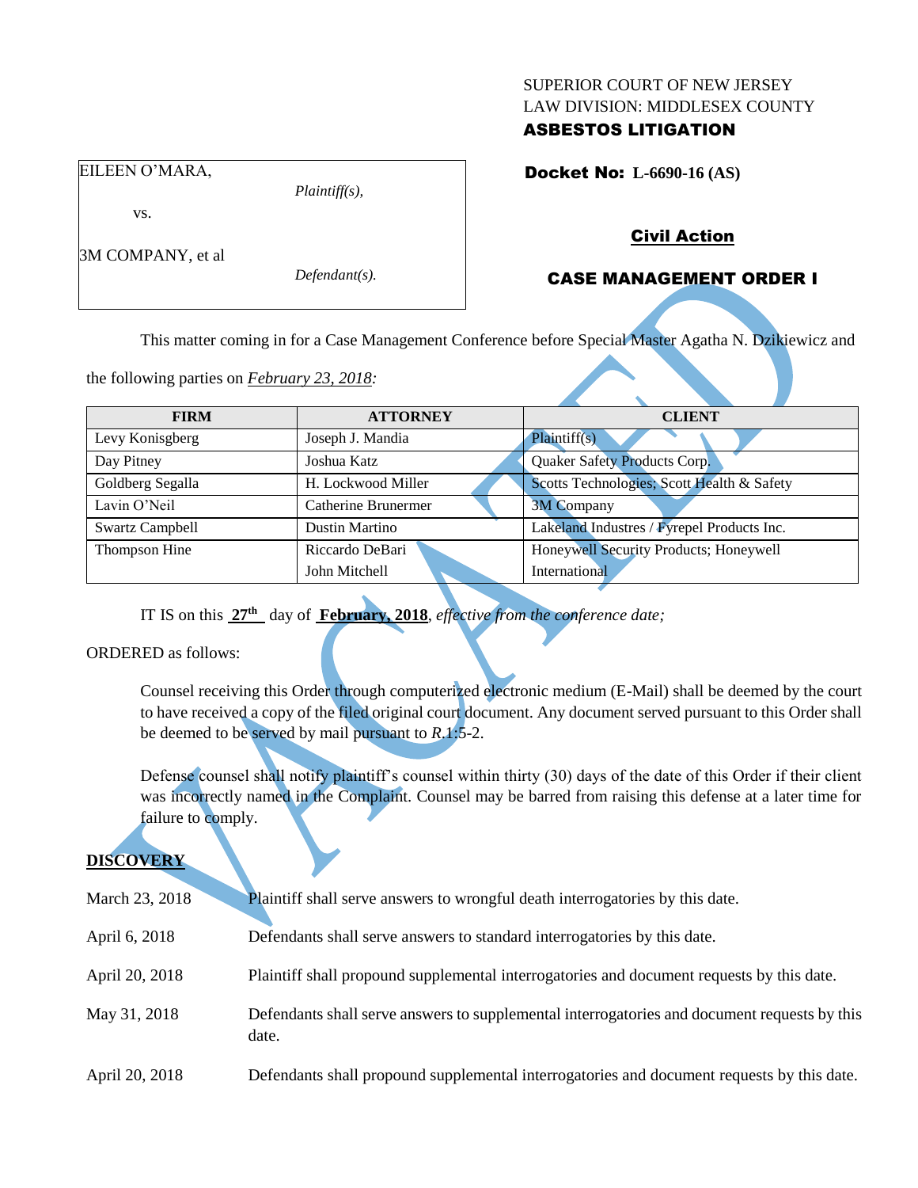SUPERIOR COURT OF NEW JERSEY
LAW DIVISION: MIDDLESEX COUNTY
**ASBESTOS LITIGATION**

EILEEN O'MARA,
*Plaintiff(s),*

vs.

3M COMPANY, et al
*Defendant(s).*

**Docket No: L-6690-16 (AS)**

**Civil Action**

**CASE MANAGEMENT ORDER I**

This matter coming in for a Case Management Conference before Special Master Agatha N. Dzikiewicz and the following parties on *February 23, 2018:*

| FIRM | ATTORNEY | CLIENT |
|---|---|---|
| Levy Konisgberg | Joseph J. Mandia | Plaintiff(s) |
| Day Pitney | Joshua Katz | Quaker Safety Products Corp. |
| Goldberg Segalla | H. Lockwood Miller | Scotts Technologies; Scott Health & Safety |
| Lavin O'Neil | Catherine Brunermer | 3M Company |
| Swartz Campbell | Dustin Martino | Lakeland Industres / Fyrepel Products Inc. |
| Thompson Hine | Riccardo DeBari<br>John Mitchell | Honeywell Security Products; Honeywell International |

IT IS on this **27th** day of **February, 2018**, *effective from the conference date;*

ORDERED as follows:

Counsel receiving this Order through computerized electronic medium (E-Mail) shall be deemed by the court to have received a copy of the filed original court document. Any document served pursuant to this Order shall be deemed to be served by mail pursuant to *R.*1:5-2.

Defense counsel shall notify plaintiff's counsel within thirty (30) days of the date of this Order if their client was incorrectly named in the Complaint. Counsel may be barred from raising this defense at a later time for failure to comply.

## DISCOVERY

| | |
|---|---|
| March 23, 2018 | Plaintiff shall serve answers to wrongful death interrogatories by this date. |
| April 6, 2018 | Defendants shall serve answers to standard interrogatories by this date. |
| April 20, 2018 | Plaintiff shall propound supplemental interrogatories and document requests by this date. |
| May 31, 2018 | Defendants shall serve answers to supplemental interrogatories and document requests by this date. |
| April 20, 2018 | Defendants shall propound supplemental interrogatories and document requests by this date. |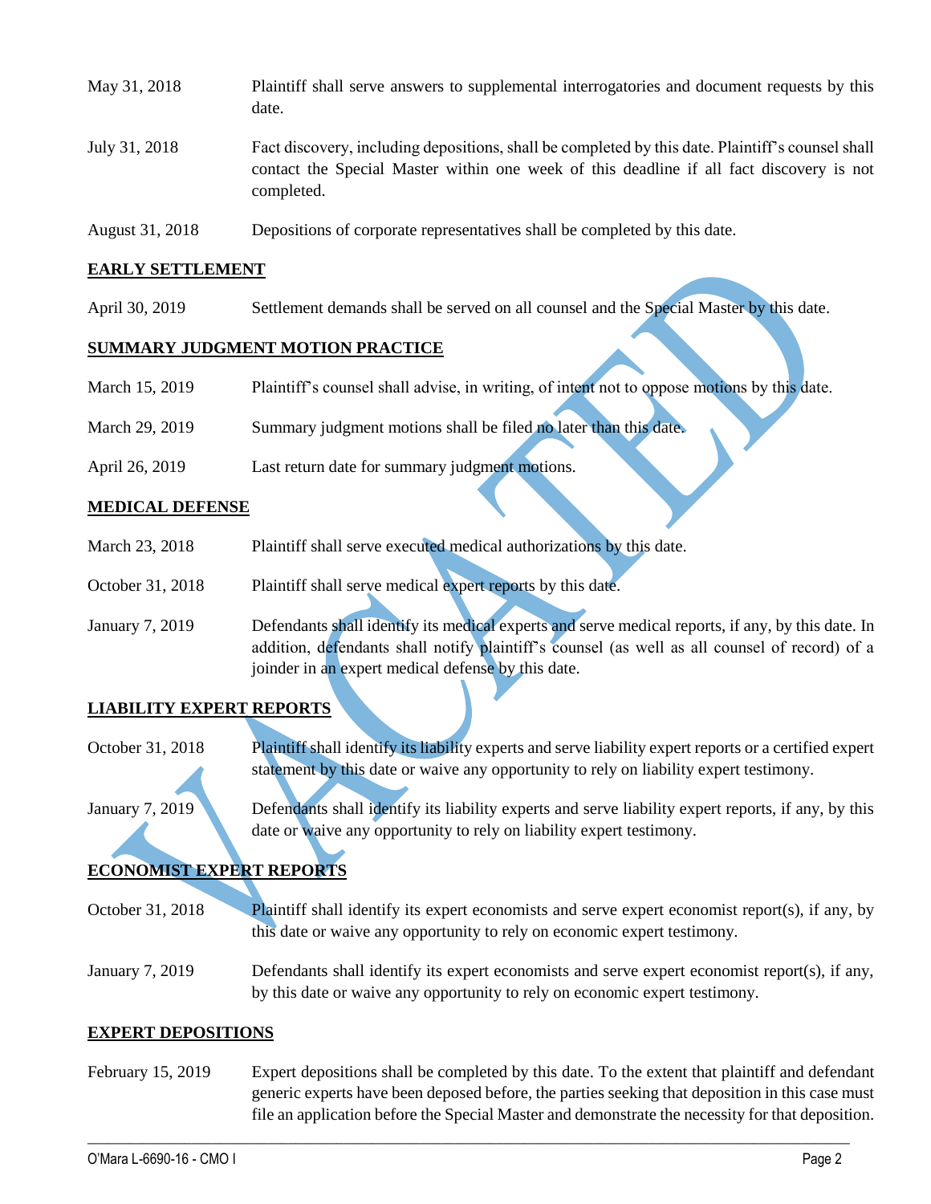| | |
|---|---|
| May 31, 2018 | Plaintiff shall serve answers to supplemental interrogatories and document requests by this date. |
| July 31, 2018 | Fact discovery, including depositions, shall be completed by this date. Plaintiff's counsel shall contact the Special Master within one week of this deadline if all fact discovery is not completed. |
| August 31, 2018 | Depositions of corporate representatives shall be completed by this date. |

**EARLY SETTLEMENT**

| | |
|---|---|
| April 30, 2019 | Settlement demands shall be served on all counsel and the Special Master by this date. |

**SUMMARY JUDGMENT MOTION PRACTICE**

| | |
|---|---|
| March 15, 2019 | Plaintiff's counsel shall advise, in writing, of intent not to oppose motions by this date. |
| March 29, 2019 | Summary judgment motions shall be filed no later than this date. |
| April 26, 2019 | Last return date for summary judgment motions. |

**MEDICAL DEFENSE**

| | |
|---|---|
| March 23, 2018 | Plaintiff shall serve executed medical authorizations by this date. |
| October 31, 2018 | Plaintiff shall serve medical expert reports by this date. |
| January 7, 2019 | Defendants shall identify its medical experts and serve medical reports, if any, by this date. In addition, defendants shall notify plaintiff's counsel (as well as all counsel of record) of a joinder in an expert medical defense by this date. |

**LIABILITY EXPERT REPORTS**

| | |
|---|---|
| October 31, 2018 | Plaintiff shall identify its liability experts and serve liability expert reports or a certified expert statement by this date or waive any opportunity to rely on liability expert testimony. |
| January 7, 2019 | Defendants shall identify its liability experts and serve liability expert reports, if any, by this date or waive any opportunity to rely on liability expert testimony. |

**ECONOMIST EXPERT REPORTS**

| | |
|---|---|
| October 31, 2018 | Plaintiff shall identify its expert economists and serve expert economist report(s), if any, by this date or waive any opportunity to rely on economic expert testimony. |
| January 7, 2019 | Defendants shall identify its expert economists and serve expert economist report(s), if any, by this date or waive any opportunity to rely on economic expert testimony. |

**EXPERT DEPOSITIONS**

| | |
|---|---|
| February 15, 2019 | Expert depositions shall be completed by this date. To the extent that plaintiff and defendant generic experts have been deposed before, the parties seeking that deposition in this case must file an application before the Special Master and demonstrate the necessity for that deposition. |

VACATED

O'Mara L-6690-16 - CMO I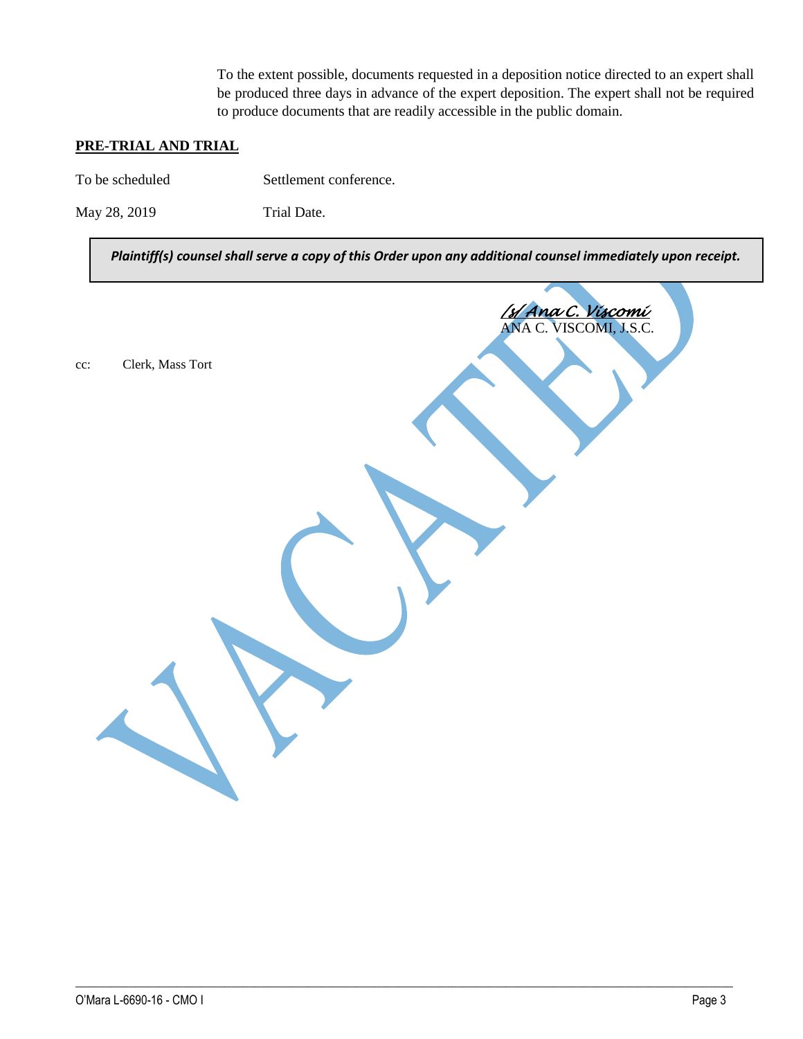To the extent possible, documents requested in a deposition notice directed to an expert shall be produced three days in advance of the expert deposition. The expert shall not be required to produce documents that are readily accessible in the public domain.

**PRE-TRIAL AND TRIAL**

| | |
|---|---|
| To be scheduled | Settlement conference. |
| May 28, 2019 | Trial Date. |

***Plaintiff(s) counsel shall serve a copy of this Order upon any additional counsel immediately upon receipt.***

*/s/ Ana C. Viscomi*
ANA C. VISCOMI, J.S.C.

cc: Clerk, Mass Tort

VACATED